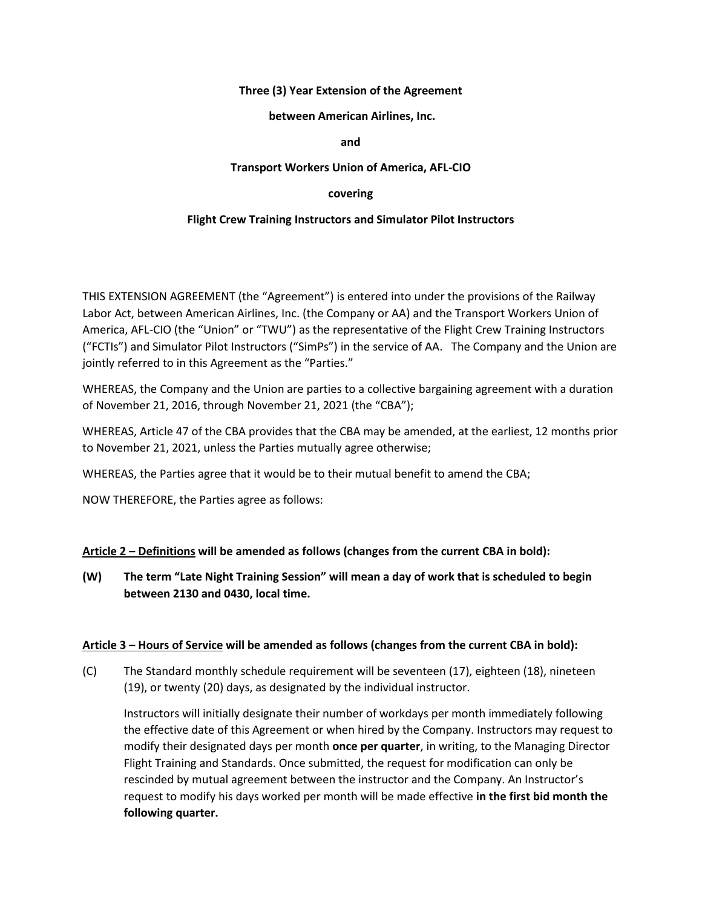**Three (3) Year Extension of the Agreement**

**between American Airlines, Inc.**

**and**

**Transport Workers Union of America, AFL-CIO**

**covering**

**Flight Crew Training Instructors and Simulator Pilot Instructors**

THIS EXTENSION AGREEMENT (the "Agreement") is entered into under the provisions of the Railway Labor Act, between American Airlines, Inc. (the Company or AA) and the Transport Workers Union of America, AFL-CIO (the "Union" or "TWU") as the representative of the Flight Crew Training Instructors ("FCTIs") and Simulator Pilot Instructors ("SimPs") in the service of AA. The Company and the Union are jointly referred to in this Agreement as the "Parties."

WHEREAS, the Company and the Union are parties to a collective bargaining agreement with a duration of November 21, 2016, through November 21, 2021 (the "CBA");

WHEREAS, Article 47 of the CBA provides that the CBA may be amended, at the earliest, 12 months prior to November 21, 2021, unless the Parties mutually agree otherwise;

WHEREAS, the Parties agree that it would be to their mutual benefit to amend the CBA;

NOW THEREFORE, the Parties agree as follows:

**<u>Article 2 – Definitions</u> will be amended as follows (changes from the current CBA in bold):**

**(W) The term "Late Night Training Session" will mean a day of work that is scheduled to begin between 2130 and 0430, local time.**

**<u>Article 3 – Hours of Service</u> will be amended as follows (changes from the current CBA in bold):**

(C) The Standard monthly schedule requirement will be seventeen (17), eighteen (18), nineteen (19), or twenty (20) days, as designated by the individual instructor.

Instructors will initially designate their number of workdays per month immediately following the effective date of this Agreement or when hired by the Company. Instructors may request to modify their designated days per month **once per quarter**, in writing, to the Managing Director Flight Training and Standards. Once submitted, the request for modification can only be rescinded by mutual agreement between the instructor and the Company. An Instructor's request to modify his days worked per month will be made effective **in the first bid month the following quarter.**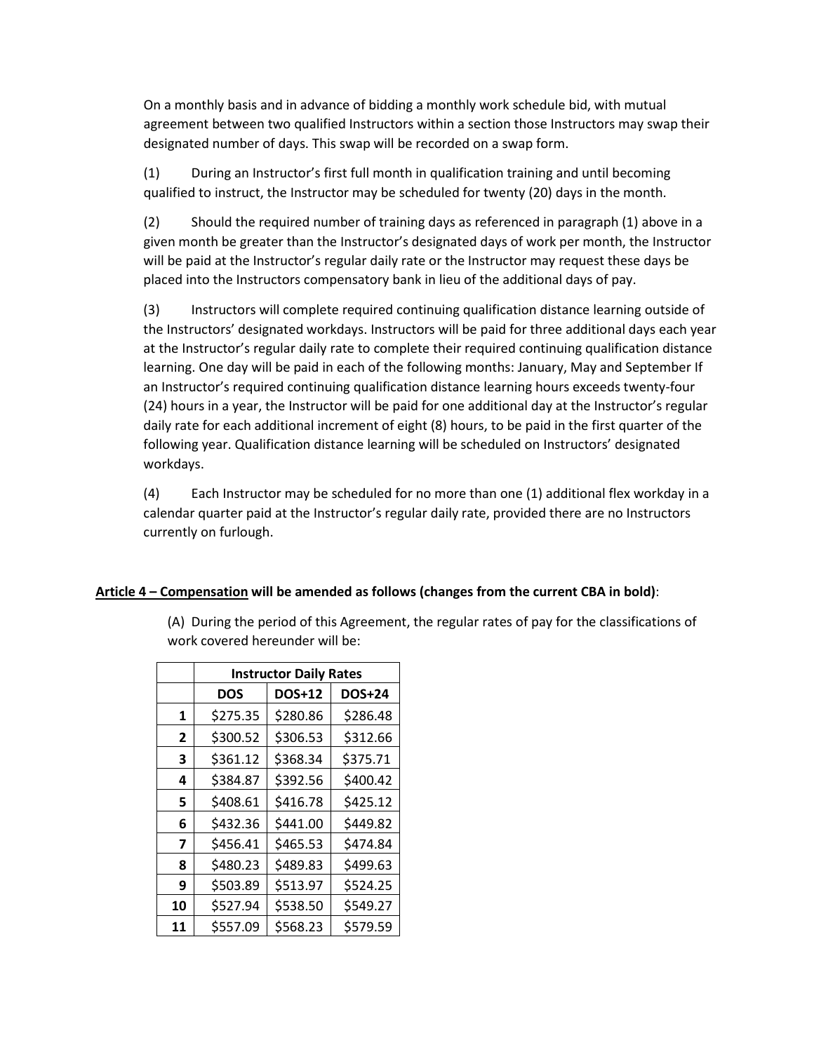On a monthly basis and in advance of bidding a monthly work schedule bid, with mutual agreement between two qualified Instructors within a section those Instructors may swap their designated number of days. This swap will be recorded on a swap form.

(1) During an Instructor's first full month in qualification training and until becoming qualified to instruct, the Instructor may be scheduled for twenty (20) days in the month.

(2) Should the required number of training days as referenced in paragraph (1) above in a given month be greater than the Instructor's designated days of work per month, the Instructor will be paid at the Instructor's regular daily rate or the Instructor may request these days be placed into the Instructors compensatory bank in lieu of the additional days of pay.

(3) Instructors will complete required continuing qualification distance learning outside of the Instructors' designated workdays. Instructors will be paid for three additional days each year at the Instructor's regular daily rate to complete their required continuing qualification distance learning. One day will be paid in each of the following months: January, May and September If an Instructor's required continuing qualification distance learning hours exceeds twenty-four (24) hours in a year, the Instructor will be paid for one additional day at the Instructor's regular daily rate for each additional increment of eight (8) hours, to be paid in the first quarter of the following year. Qualification distance learning will be scheduled on Instructors' designated workdays.

(4) Each Instructor may be scheduled for no more than one (1) additional flex workday in a calendar quarter paid at the Instructor's regular daily rate, provided there are no Instructors currently on furlough.

**Article 4 – Compensation will be amended as follows (changes from the current CBA in bold)**:

(A) During the period of this Agreement, the regular rates of pay for the classifications of work covered hereunder will be:

| | **Instructor Daily Rates** | | |
|---|---|---|---|
| | **DOS** | **DOS+12** | **DOS+24** |
| **1** | $275.35 | $280.86 | $286.48 |
| **2** | $300.52 | $306.53 | $312.66 |
| **3** | $361.12 | $368.34 | $375.71 |
| **4** | $384.87 | $392.56 | $400.42 |
| **5** | $408.61 | $416.78 | $425.12 |
| **6** | $432.36 | $441.00 | $449.82 |
| **7** | $456.41 | $465.53 | $474.84 |
| **8** | $480.23 | $489.83 | $499.63 |
| **9** | $503.89 | $513.97 | $524.25 |
| **10** | $527.94 | $538.50 | $549.27 |
| **11** | $557.09 | $568.23 | $579.59 |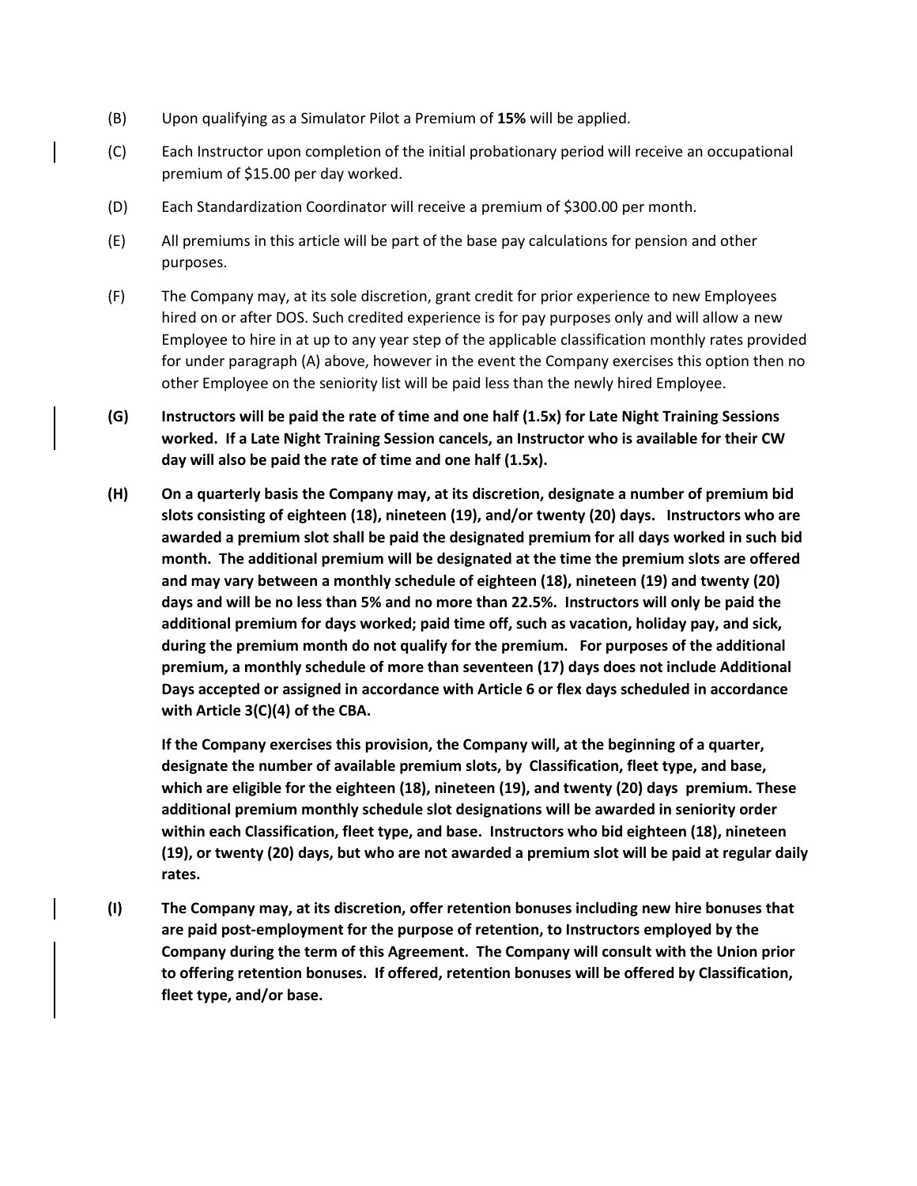(B) Upon qualifying as a Simulator Pilot a Premium of **15%** will be applied.

(C) Each Instructor upon completion of the initial probationary period will receive an occupational premium of $15.00 per day worked.

(D) Each Standardization Coordinator will receive a premium of $300.00 per month.

(E) All premiums in this article will be part of the base pay calculations for pension and other purposes.

(F) The Company may, at its sole discretion, grant credit for prior experience to new Employees hired on or after DOS. Such credited experience is for pay purposes only and will allow a new Employee to hire in at up to any year step of the applicable classification monthly rates provided for under paragraph (A) above, however in the event the Company exercises this option then no other Employee on the seniority list will be paid less than the newly hired Employee.

**(G) Instructors will be paid the rate of time and one half (1.5x) for Late Night Training Sessions worked. If a Late Night Training Session cancels, an Instructor who is available for their CW day will also be paid the rate of time and one half (1.5x).**

**(H) On a quarterly basis the Company may, at its discretion, designate a number of premium bid slots consisting of eighteen (18), nineteen (19), and/or twenty (20) days. Instructors who are awarded a premium slot shall be paid the designated premium for all days worked in such bid month. The additional premium will be designated at the time the premium slots are offered and may vary between a monthly schedule of eighteen (18), nineteen (19) and twenty (20) days and will be no less than 5% and no more than 22.5%. Instructors will only be paid the additional premium for days worked; paid time off, such as vacation, holiday pay, and sick, during the premium month do not qualify for the premium. For purposes of the additional premium, a monthly schedule of more than seventeen (17) days does not include Additional Days accepted or assigned in accordance with Article 6 or flex days scheduled in accordance with Article 3(C)(4) of the CBA.**

**If the Company exercises this provision, the Company will, at the beginning of a quarter, designate the number of available premium slots, by Classification, fleet type, and base, which are eligible for the eighteen (18), nineteen (19), and twenty (20) days premium. These additional premium monthly schedule slot designations will be awarded in seniority order within each Classification, fleet type, and base. Instructors who bid eighteen (18), nineteen (19), or twenty (20) days, but who are not awarded a premium slot will be paid at regular daily rates.**

**(I) The Company may, at its discretion, offer retention bonuses including new hire bonuses that are paid post-employment for the purpose of retention, to Instructors employed by the Company during the term of this Agreement. The Company will consult with the Union prior to offering retention bonuses. If offered, retention bonuses will be offered by Classification, fleet type, and/or base.**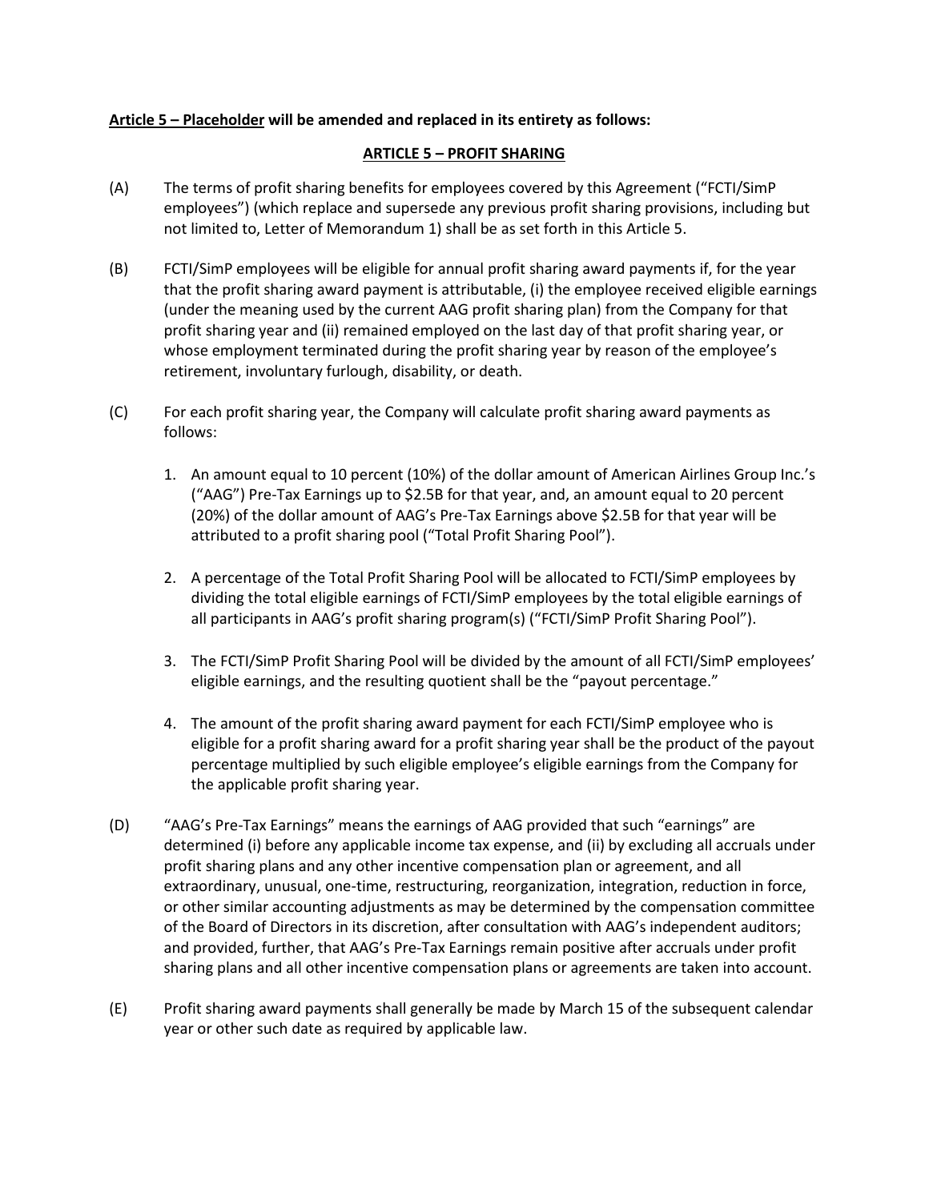**<u>Article 5 – Placeholder</u> will be amended and replaced in its entirety as follows:**

**<u>ARTICLE 5 – PROFIT SHARING</u>**

(A) The terms of profit sharing benefits for employees covered by this Agreement ("FCTI/SimP employees") (which replace and supersede any previous profit sharing provisions, including but not limited to, Letter of Memorandum 1) shall be as set forth in this Article 5.

(B) FCTI/SimP employees will be eligible for annual profit sharing award payments if, for the year that the profit sharing award payment is attributable, (i) the employee received eligible earnings (under the meaning used by the current AAG profit sharing plan) from the Company for that profit sharing year and (ii) remained employed on the last day of that profit sharing year, or whose employment terminated during the profit sharing year by reason of the employee's retirement, involuntary furlough, disability, or death.

(C) For each profit sharing year, the Company will calculate profit sharing award payments as follows:

1. An amount equal to 10 percent (10%) of the dollar amount of American Airlines Group Inc.'s ("AAG") Pre-Tax Earnings up to $2.5B for that year, and, an amount equal to 20 percent (20%) of the dollar amount of AAG's Pre-Tax Earnings above $2.5B for that year will be attributed to a profit sharing pool ("Total Profit Sharing Pool").

2. A percentage of the Total Profit Sharing Pool will be allocated to FCTI/SimP employees by dividing the total eligible earnings of FCTI/SimP employees by the total eligible earnings of all participants in AAG's profit sharing program(s) ("FCTI/SimP Profit Sharing Pool").

3. The FCTI/SimP Profit Sharing Pool will be divided by the amount of all FCTI/SimP employees' eligible earnings, and the resulting quotient shall be the "payout percentage."

4. The amount of the profit sharing award payment for each FCTI/SimP employee who is eligible for a profit sharing award for a profit sharing year shall be the product of the payout percentage multiplied by such eligible employee's eligible earnings from the Company for the applicable profit sharing year.

(D) "AAG's Pre-Tax Earnings" means the earnings of AAG provided that such "earnings" are determined (i) before any applicable income tax expense, and (ii) by excluding all accruals under profit sharing plans and any other incentive compensation plan or agreement, and all extraordinary, unusual, one-time, restructuring, reorganization, integration, reduction in force, or other similar accounting adjustments as may be determined by the compensation committee of the Board of Directors in its discretion, after consultation with AAG's independent auditors; and provided, further, that AAG's Pre-Tax Earnings remain positive after accruals under profit sharing plans and all other incentive compensation plans or agreements are taken into account.

(E) Profit sharing award payments shall generally be made by March 15 of the subsequent calendar year or other such date as required by applicable law.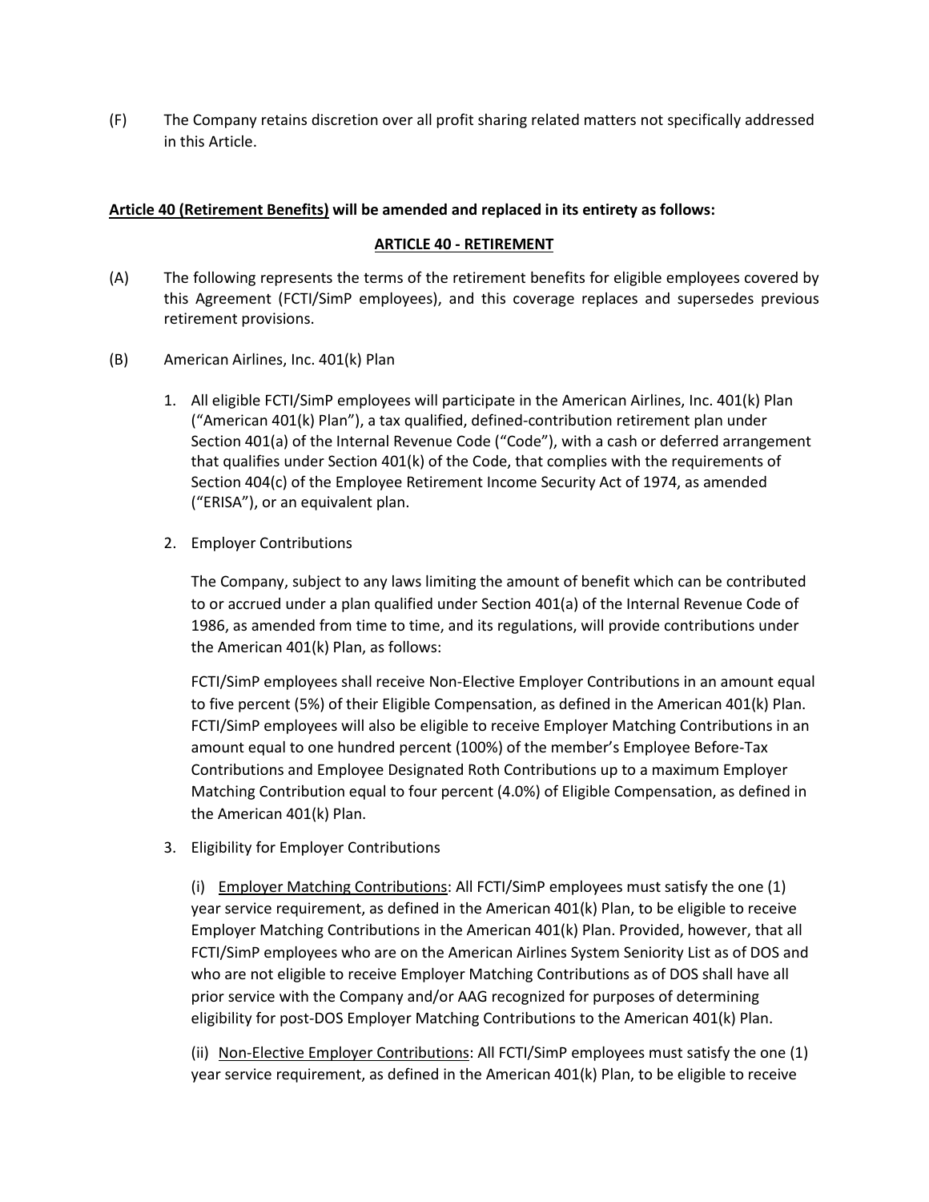(F) The Company retains discretion over all profit sharing related matters not specifically addressed in this Article.

**<u>Article 40 (Retirement Benefits)</u> will be amended and replaced in its entirety as follows:**

**<u>ARTICLE 40 - RETIREMENT</u>**

(A) The following represents the terms of the retirement benefits for eligible employees covered by this Agreement (FCTI/SimP employees), and this coverage replaces and supersedes previous retirement provisions.

(B) American Airlines, Inc. 401(k) Plan

1. All eligible FCTI/SimP employees will participate in the American Airlines, Inc. 401(k) Plan ("American 401(k) Plan"), a tax qualified, defined-contribution retirement plan under Section 401(a) of the Internal Revenue Code ("Code"), with a cash or deferred arrangement that qualifies under Section 401(k) of the Code, that complies with the requirements of Section 404(c) of the Employee Retirement Income Security Act of 1974, as amended ("ERISA"), or an equivalent plan.

2. Employer Contributions

   The Company, subject to any laws limiting the amount of benefit which can be contributed to or accrued under a plan qualified under Section 401(a) of the Internal Revenue Code of 1986, as amended from time to time, and its regulations, will provide contributions under the American 401(k) Plan, as follows:

   FCTI/SimP employees shall receive Non-Elective Employer Contributions in an amount equal to five percent (5%) of their Eligible Compensation, as defined in the American 401(k) Plan. FCTI/SimP employees will also be eligible to receive Employer Matching Contributions in an amount equal to one hundred percent (100%) of the member's Employee Before-Tax Contributions and Employee Designated Roth Contributions up to a maximum Employer Matching Contribution equal to four percent (4.0%) of Eligible Compensation, as defined in the American 401(k) Plan.

3. Eligibility for Employer Contributions

   (i) <u>Employer Matching Contributions</u>: All FCTI/SimP employees must satisfy the one (1) year service requirement, as defined in the American 401(k) Plan, to be eligible to receive Employer Matching Contributions in the American 401(k) Plan. Provided, however, that all FCTI/SimP employees who are on the American Airlines System Seniority List as of DOS and who are not eligible to receive Employer Matching Contributions as of DOS shall have all prior service with the Company and/or AAG recognized for purposes of determining eligibility for post-DOS Employer Matching Contributions to the American 401(k) Plan.

   (ii) <u>Non-Elective Employer Contributions</u>: All FCTI/SimP employees must satisfy the one (1) year service requirement, as defined in the American 401(k) Plan, to be eligible to receive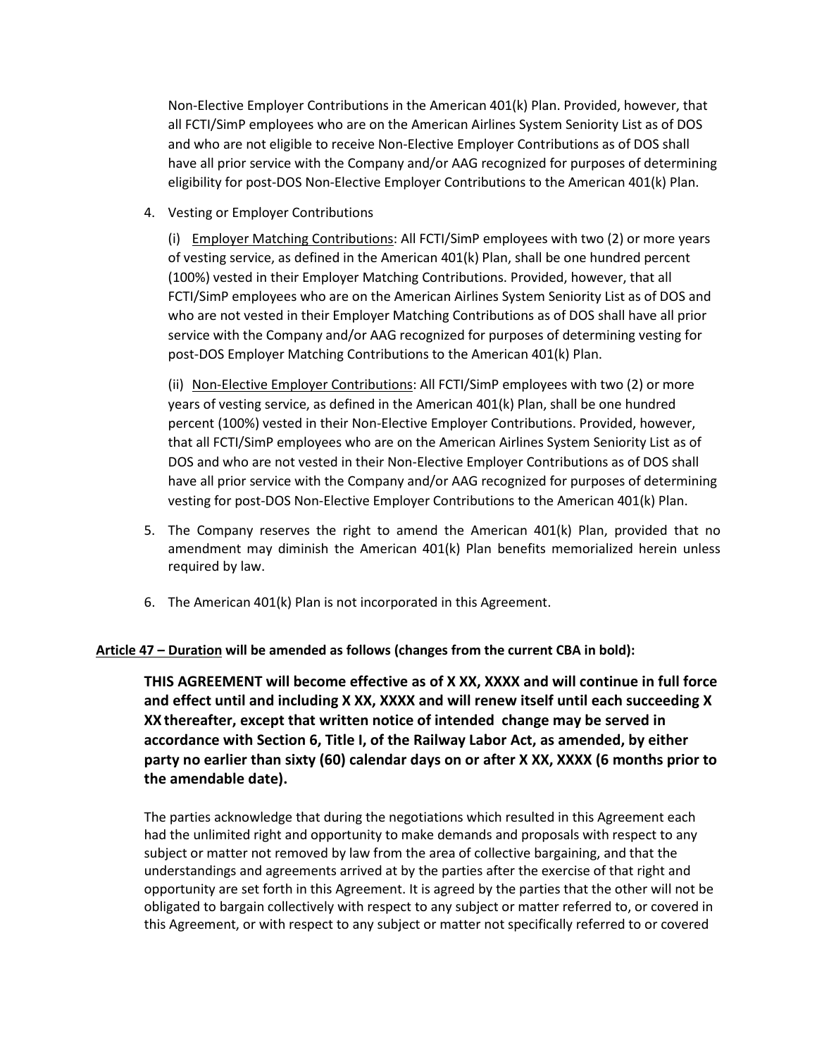Non-Elective Employer Contributions in the American 401(k) Plan. Provided, however, that all FCTI/SimP employees who are on the American Airlines System Seniority List as of DOS and who are not eligible to receive Non-Elective Employer Contributions as of DOS shall have all prior service with the Company and/or AAG recognized for purposes of determining eligibility for post-DOS Non-Elective Employer Contributions to the American 401(k) Plan.

4. Vesting or Employer Contributions

   (i) <u>Employer Matching Contributions</u>: All FCTI/SimP employees with two (2) or more years of vesting service, as defined in the American 401(k) Plan, shall be one hundred percent (100%) vested in their Employer Matching Contributions. Provided, however, that all FCTI/SimP employees who are on the American Airlines System Seniority List as of DOS and who are not vested in their Employer Matching Contributions as of DOS shall have all prior service with the Company and/or AAG recognized for purposes of determining vesting for post-DOS Employer Matching Contributions to the American 401(k) Plan.

   (ii) <u>Non-Elective Employer Contributions</u>: All FCTI/SimP employees with two (2) or more years of vesting service, as defined in the American 401(k) Plan, shall be one hundred percent (100%) vested in their Non-Elective Employer Contributions. Provided, however, that all FCTI/SimP employees who are on the American Airlines System Seniority List as of DOS and who are not vested in their Non-Elective Employer Contributions as of DOS shall have all prior service with the Company and/or AAG recognized for purposes of determining vesting for post-DOS Non-Elective Employer Contributions to the American 401(k) Plan.

5. The Company reserves the right to amend the American 401(k) Plan, provided that no amendment may diminish the American 401(k) Plan benefits memorialized herein unless required by law.

6. The American 401(k) Plan is not incorporated in this Agreement.

**<u>Article 47 – Duration</u> will be amended as follows (changes from the current CBA in bold):**

**THIS AGREEMENT will become effective as of X XX, XXXX and will continue in full force and effect until and including X XX, XXXX and will renew itself until each succeeding X XX thereafter, except that written notice of intended change may be served in accordance with Section 6, Title I, of the Railway Labor Act, as amended, by either party no earlier than sixty (60) calendar days on or after X XX, XXXX (6 months prior to the amendable date).**

The parties acknowledge that during the negotiations which resulted in this Agreement each had the unlimited right and opportunity to make demands and proposals with respect to any subject or matter not removed by law from the area of collective bargaining, and that the understandings and agreements arrived at by the parties after the exercise of that right and opportunity are set forth in this Agreement. It is agreed by the parties that the other will not be obligated to bargain collectively with respect to any subject or matter referred to, or covered in this Agreement, or with respect to any subject or matter not specifically referred to or covered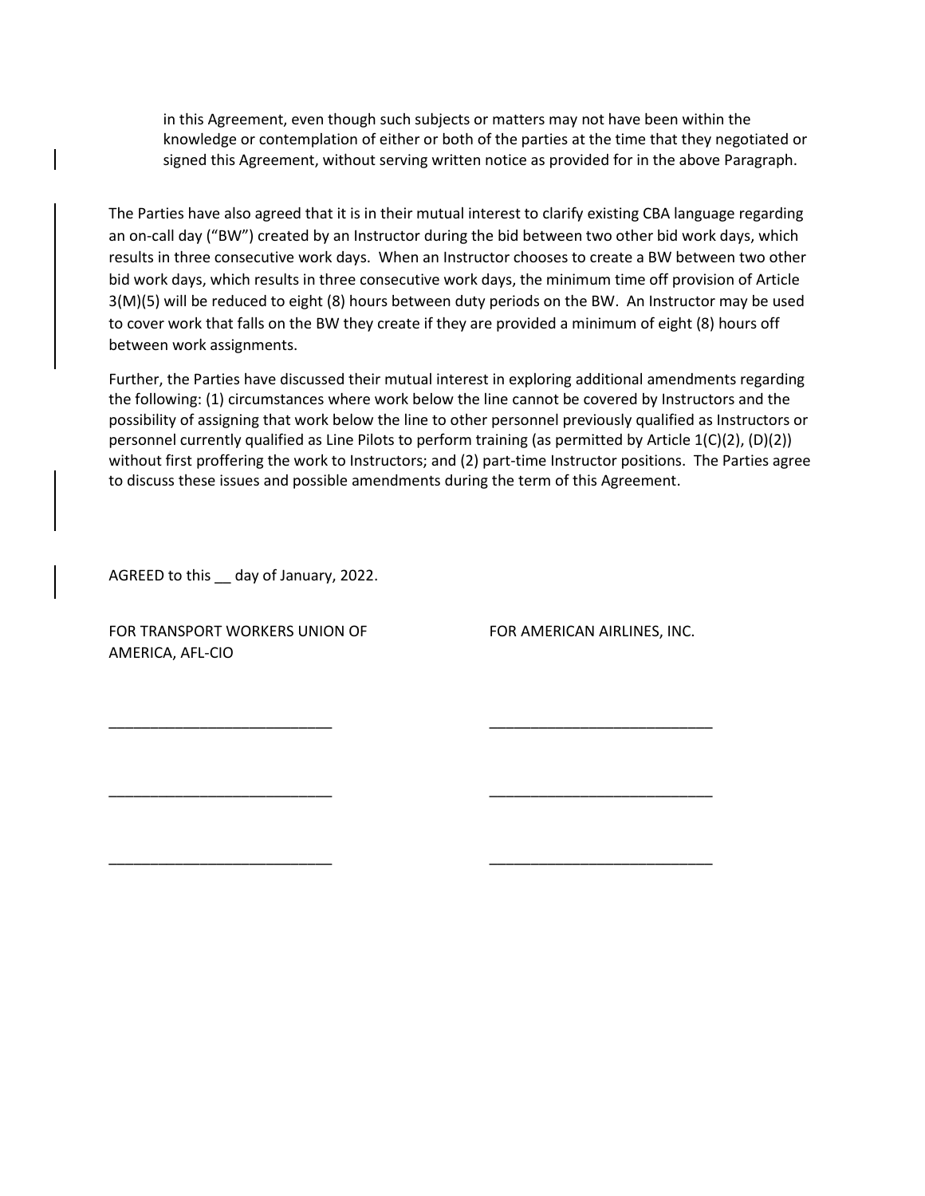in this Agreement, even though such subjects or matters may not have been within the knowledge or contemplation of either or both of the parties at the time that they negotiated or signed this Agreement, without serving written notice as provided for in the above Paragraph.

The Parties have also agreed that it is in their mutual interest to clarify existing CBA language regarding an on-call day ("BW") created by an Instructor during the bid between two other bid work days, which results in three consecutive work days. When an Instructor chooses to create a BW between two other bid work days, which results in three consecutive work days, the minimum time off provision of Article 3(M)(5) will be reduced to eight (8) hours between duty periods on the BW. An Instructor may be used to cover work that falls on the BW they create if they are provided a minimum of eight (8) hours off between work assignments.

Further, the Parties have discussed their mutual interest in exploring additional amendments regarding the following: (1) circumstances where work below the line cannot be covered by Instructors and the possibility of assigning that work below the line to other personnel previously qualified as Instructors or personnel currently qualified as Line Pilots to perform training (as permitted by Article 1(C)(2), (D)(2)) without first proffering the work to Instructors; and (2) part-time Instructor positions. The Parties agree to discuss these issues and possible amendments during the term of this Agreement.

AGREED to this __ day of January, 2022.

| FOR TRANSPORT WORKERS UNION OF AMERICA, AFL-CIO | FOR AMERICAN AIRLINES, INC. |
| --- | --- |
| ___________________________ | ___________________________ |
| ___________________________ | ___________________________ |
| ___________________________ | ___________________________ |